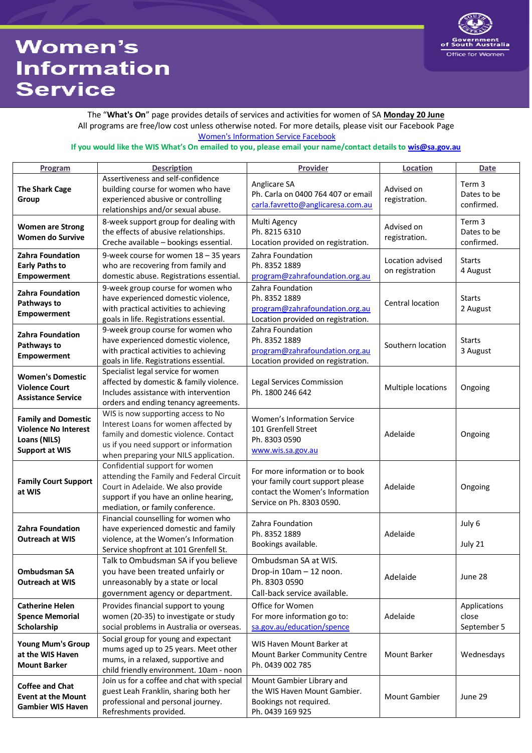# Women's Information Service

Government of South Australia
Office for Women

The "**What's On**" page provides details of services and activities for women of SA **Monday 20 June**
All programs are free/low cost unless otherwise noted. For more details, please visit our Facebook Page
Women's Information Service Facebook

**If you would like the WIS What's On emailed to you, please email your name/contact details to wis@sa.gov.au**

| Program | Description | Provider | Location | Date |
|---|---|---|---|---|
| **The Shark Cage Group** | Assertiveness and self-confidence building course for women who have experienced abusive or controlling relationships and/or sexual abuse. | Anglicare SA<br>Ph. Carla on 0400 764 407 or email carla.favretto@anglicaresa.com.au | Advised on registration. | Term 3<br>Dates to be confirmed. |
| **Women are Strong Women do Survive** | 8-week support group for dealing with the effects of abusive relationships. Creche available – bookings essential. | Multi Agency<br>Ph. 8215 6310<br>Location provided on registration. | Advised on registration. | Term 3<br>Dates to be confirmed. |
| **Zahra Foundation Early Paths to Empowerment** | 9-week course for women 18 – 35 years who are recovering from family and domestic abuse. Registrations essential. | Zahra Foundation<br>Ph. 8352 1889<br>program@zahrafoundation.org.au | Location advised on registration | Starts<br>4 August |
| **Zahra Foundation Pathways to Empowerment** | 9-week group course for women who have experienced domestic violence, with practical activities to achieving goals in life. Registrations essential. | Zahra Foundation<br>Ph. 8352 1889<br>program@zahrafoundation.org.au<br>Location provided on registration. | Central location | Starts<br>2 August |
| **Zahra Foundation Pathways to Empowerment** | 9-week group course for women who have experienced domestic violence, with practical activities to achieving goals in life. Registrations essential. | Zahra Foundation<br>Ph. 8352 1889<br>program@zahrafoundation.org.au<br>Location provided on registration. | Southern location | Starts<br>3 August |
| **Women's Domestic Violence Court Assistance Service** | Specialist legal service for women affected by domestic & family violence. Includes assistance with intervention orders and ending tenancy agreements. | Legal Services Commission<br>Ph. 1800 246 642 | Multiple locations | Ongoing |
| **Family and Domestic Violence No Interest Loans (NILS) Support at WIS** | WIS is now supporting access to No Interest Loans for women affected by family and domestic violence. Contact us if you need support or information when preparing your NILS application. | Women's Information Service<br>101 Grenfell Street<br>Ph. 8303 0590<br>www.wis.sa.gov.au | Adelaide | Ongoing |
| **Family Court Support at WIS** | Confidential support for women attending the Family and Federal Circuit Court in Adelaide. We also provide support if you have an online hearing, mediation, or family conference. | For more information or to book your family court support please contact the Women's Information Service on Ph. 8303 0590. | Adelaide | Ongoing |
| **Zahra Foundation Outreach at WIS** | Financial counselling for women who have experienced domestic and family violence, at the Women's Information Service shopfront at 101 Grenfell St. | Zahra Foundation<br>Ph. 8352 1889<br>Bookings available. | Adelaide | July 6<br><br>July 21 |
| **Ombudsman SA Outreach at WIS** | Talk to Ombudsman SA if you believe you have been treated unfairly or unreasonably by a state or local government agency or department. | Ombudsman SA at WIS.<br>Drop-in 10am – 12 noon.<br>Ph. 8303 0590<br>Call-back service available. | Adelaide | June 28 |
| **Catherine Helen Spence Memorial Scholarship** | Provides financial support to young women (20-35) to investigate or study social problems in Australia or overseas. | Office for Women<br>For more information go to:<br>sa.gov.au/education/spence | Adelaide | Applications close September 5 |
| **Young Mum's Group at the WIS Haven Mount Barker** | Social group for young and expectant mums aged up to 25 years. Meet other mums, in a relaxed, supportive and child friendly environment. 10am - noon | WIS Haven Mount Barker at Mount Barker Community Centre<br>Ph. 0439 002 785 | Mount Barker | Wednesdays |
| **Coffee and Chat Event at the Mount Gambier WIS Haven** | Join us for a coffee and chat with special guest Leah Franklin, sharing both her professional and personal journey. Refreshments provided. | Mount Gambier Library and the WIS Haven Mount Gambier.<br>Bookings not required.<br>Ph. 0439 169 925 | Mount Gambier | June 29 |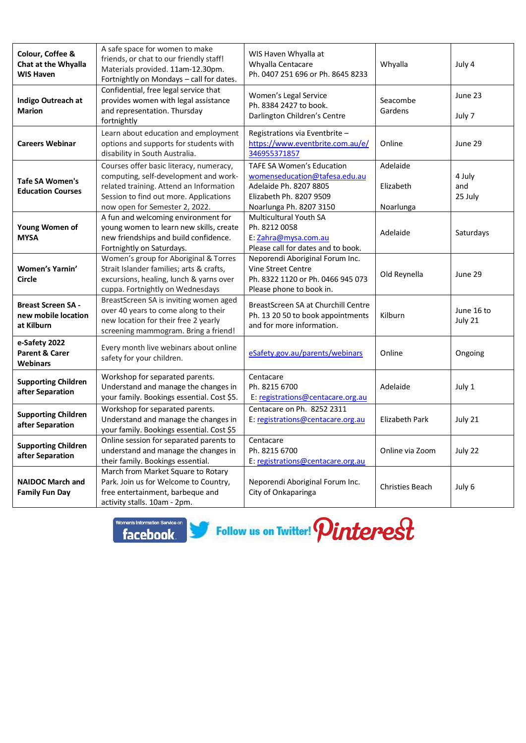| | | | | |
|---|---|---|---|---|
| **Colour, Coffee & Chat at the Whyalla WIS Haven** | A safe space for women to make friends, or chat to our friendly staff! Materials provided. 11am-12.30pm. Fortnightly on Mondays – call for dates. | WIS Haven Whyalla at Whyalla Centacare Ph. 0407 251 696 or Ph. 8645 8233 | Whyalla | July 4 |
| **Indigo Outreach at Marion** | Confidential, free legal service that provides women with legal assistance and representation. Thursday fortnightly | Women's Legal Service Ph. 8384 2427 to book. Darlington Children's Centre | Seacombe Gardens | June 23<br><br>July 7 |
| **Careers Webinar** | Learn about education and employment options and supports for students with disability in South Australia. | Registrations via Eventbrite – https://www.eventbrite.com.au/e/346955371857 | Online | June 29 |
| **Tafe SA Women's Education Courses** | Courses offer basic literacy, numeracy, computing, self-development and work-related training. Attend an Information Session to find out more. Applications now open for Semester 2, 2022. | TAFE SA Women's Education womenseducation@tafesa.edu.au Adelaide Ph. 8207 8805 Elizabeth Ph. 8207 9509 Noarlunga Ph. 8207 3150 | Adelaide<br><br>Elizabeth<br><br>Noarlunga | 4 July and 25 July |
| **Young Women of MYSA** | A fun and welcoming environment for young women to learn new skills, create new friendships and build confidence. Fortnightly on Saturdays. | Multicultural Youth SA Ph. 8212 0058 E: Zahra@mysa.com.au Please call for dates and to book. | Adelaide | Saturdays |
| **Women's Yarnin' Circle** | Women's group for Aboriginal & Torres Strait Islander families; arts & crafts, excursions, healing, lunch & yarns over cuppa. Fortnightly on Wednesdays | Neporendi Aboriginal Forum Inc. Vine Street Centre Ph. 8322 1120 or Ph. 0466 945 073 Please phone to book in. | Old Reynella | June 29 |
| **Breast Screen SA - new mobile location at Kilburn** | BreastScreen SA is inviting women aged over 40 years to come along to their new location for their free 2 yearly screening mammogram. Bring a friend! | BreastScreen SA at Churchill Centre Ph. 13 20 50 to book appointments and for more information. | Kilburn | June 16 to July 21 |
| **e-Safety 2022 Parent & Carer Webinars** | Every month live webinars about online safety for your children. | eSafety.gov.au/parents/webinars | Online | Ongoing |
| **Supporting Children after Separation** | Workshop for separated parents. Understand and manage the changes in your family. Bookings essential. Cost $5. | Centacare Ph. 8215 6700 E: registrations@centacare.org.au | Adelaide | July 1 |
| **Supporting Children after Separation** | Workshop for separated parents. Understand and manage the changes in your family. Bookings essential. Cost $5 | Centacare on Ph. 8252 2311 E: registrations@centacare.org.au | Elizabeth Park | July 21 |
| **Supporting Children after Separation** | Online session for separated parents to understand and manage the changes in their family. Bookings essential. | Centacare Ph. 8215 6700 E: registrations@centacare.org.au | Online via Zoom | July 22 |
| **NAIDOC March and Family Fun Day** | March from Market Square to Rotary Park. Join us for Welcome to Country, free entertainment, barbeque and activity stalls. 10am - 2pm. | Neporendi Aboriginal Forum Inc. City of Onkaparinga | Christies Beach | July 6 |

Women's Information Service on facebook | Follow us on Twitter! | Pinterest